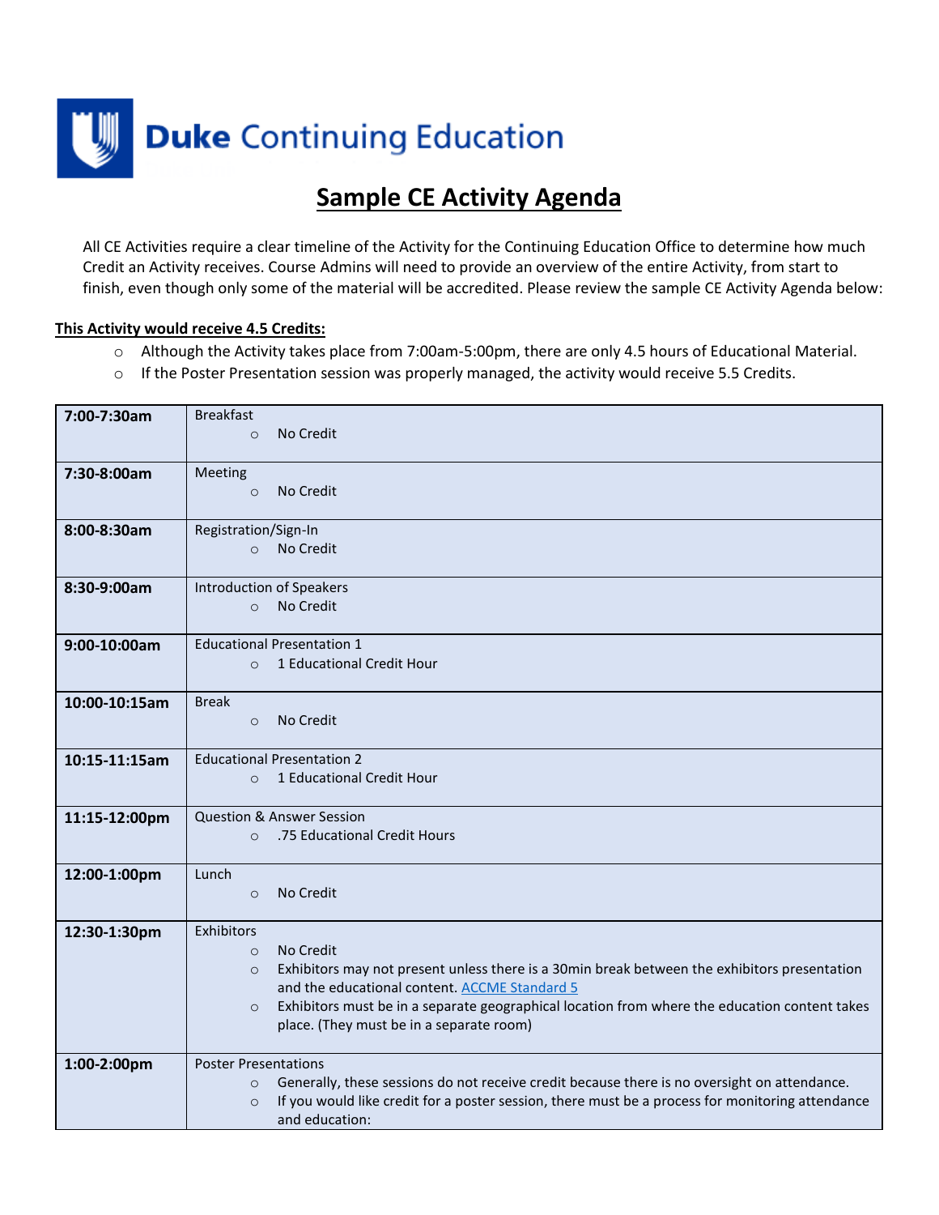Duke Continuing Education

# Sample CE Activity Agenda

All CE Activities require a clear timeline of the Activity for the Continuing Education Office to determine how much Credit an Activity receives. Course Admins will need to provide an overview of the entire Activity, from start to finish, even though only some of the material will be accredited. Please review the sample CE Activity Agenda below:

**This Activity would receive 4.5 Credits:**

- Although the Activity takes place from 7:00am-5:00pm, there are only 4.5 hours of Educational Material.
- If the Poster Presentation session was properly managed, the activity would receive 5.5 Credits.

| | |
|---|---|
| **7:00-7:30am** | Breakfast<br>○ No Credit |
| **7:30-8:00am** | Meeting<br>○ No Credit |
| **8:00-8:30am** | Registration/Sign-In<br>○ No Credit |
| **8:30-9:00am** | Introduction of Speakers<br>○ No Credit |
| **9:00-10:00am** | Educational Presentation 1<br>○ 1 Educational Credit Hour |
| **10:00-10:15am** | Break<br>○ No Credit |
| **10:15-11:15am** | Educational Presentation 2<br>○ 1 Educational Credit Hour |
| **11:15-12:00pm** | Question & Answer Session<br>○ .75 Educational Credit Hours |
| **12:00-1:00pm** | Lunch<br>○ No Credit |
| **12:30-1:30pm** | Exhibitors<br>○ No Credit<br>○ Exhibitors may not present unless there is a 30min break between the exhibitors presentation and the educational content. ACCME Standard 5<br>○ Exhibitors must be in a separate geographical location from where the education content takes place. (They must be in a separate room) |
| **1:00-2:00pm** | Poster Presentations<br>○ Generally, these sessions do not receive credit because there is no oversight on attendance.<br>○ If you would like credit for a poster session, there must be a process for monitoring attendance and education: |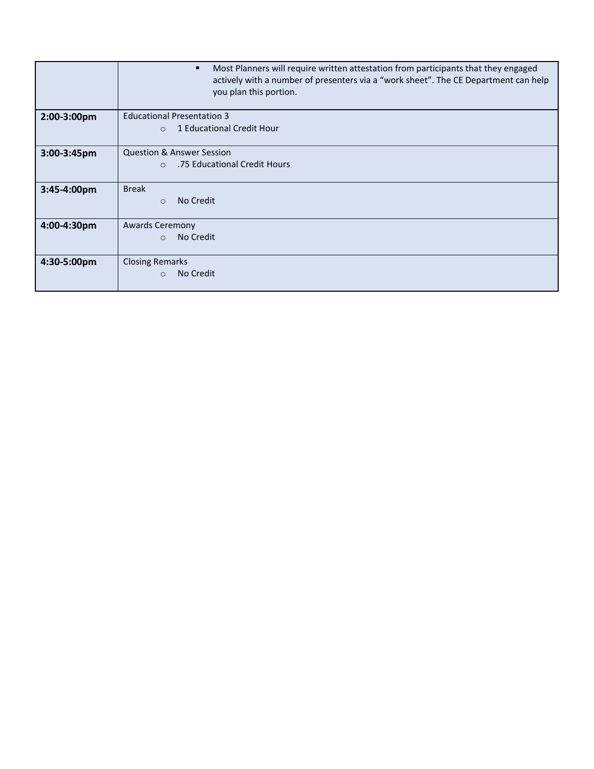| | |
|---|---|
| | ▪ Most Planners will require written attestation from participants that they engaged actively with a number of presenters via a "work sheet". The CE Department can help you plan this portion. |
| **2:00-3:00pm** | Educational Presentation 3<br>○ 1 Educational Credit Hour |
| **3:00-3:45pm** | Question & Answer Session<br>○ .75 Educational Credit Hours |
| **3:45-4:00pm** | Break<br>○ No Credit |
| **4:00-4:30pm** | Awards Ceremony<br>○ No Credit |
| **4:30-5:00pm** | Closing Remarks<br>○ No Credit |